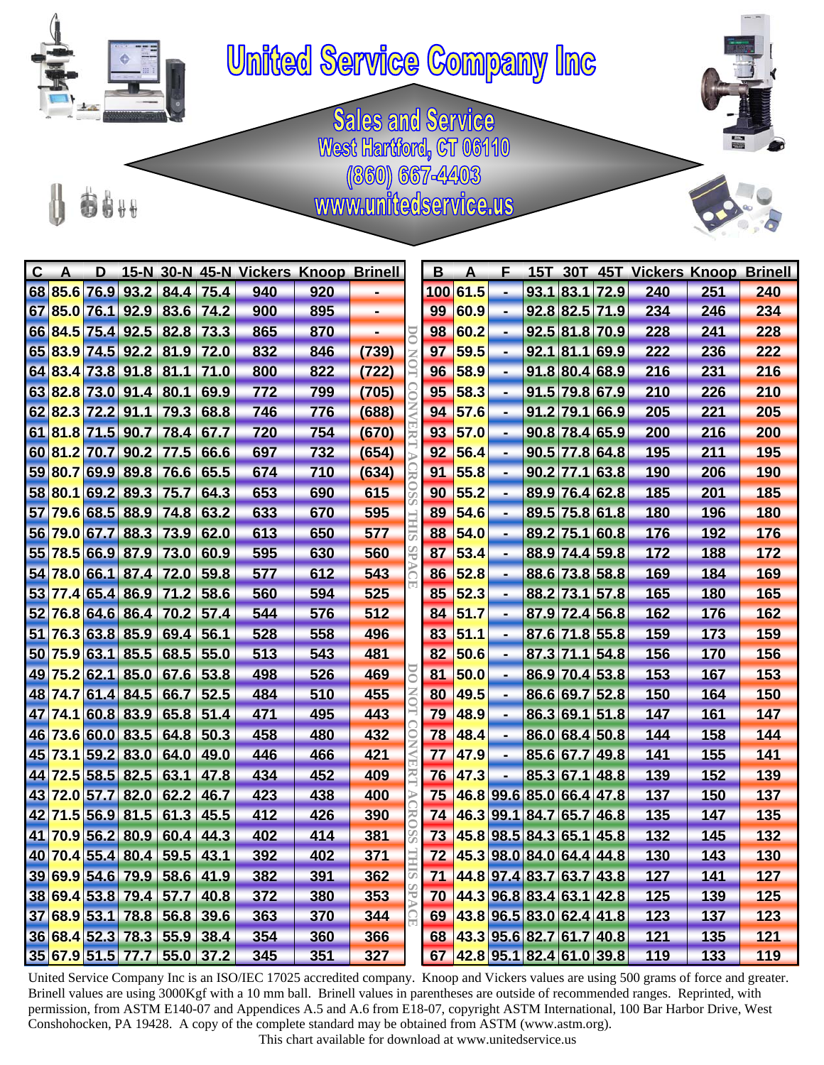# United Service Company Inc

## Sales and Service

West Hartford, CT 06110

(860) 667-4403

www.unitedservice.us

| C | A | D | 15-N | 30-N | 45-N | Vickers | Knoop | Brinell |
|---|---|---|---|---|---|---|---|---|
| 68 | 85.6 | 76.9 | 93.2 | 84.4 | 75.4 | 940 | 920 | - |
| 67 | 85.0 | 76.1 | 92.9 | 83.6 | 74.2 | 900 | 895 | - |
| 66 | 84.5 | 75.4 | 92.5 | 82.8 | 73.3 | 865 | 870 | - |
| 65 | 83.9 | 74.5 | 92.2 | 81.9 | 72.0 | 832 | 846 | (739) |
| 64 | 83.4 | 73.8 | 91.8 | 81.1 | 71.0 | 800 | 822 | (722) |
| 63 | 82.8 | 73.0 | 91.4 | 80.1 | 69.9 | 772 | 799 | (705) |
| 62 | 82.3 | 72.2 | 91.1 | 79.3 | 68.8 | 746 | 776 | (688) |
| 61 | 81.8 | 71.5 | 90.7 | 78.4 | 67.7 | 720 | 754 | (670) |
| 60 | 81.2 | 70.7 | 90.2 | 77.5 | 66.6 | 697 | 732 | (654) |
| 59 | 80.7 | 69.9 | 89.8 | 76.6 | 65.5 | 674 | 710 | (634) |
| 58 | 80.1 | 69.2 | 89.3 | 75.7 | 64.3 | 653 | 690 | 615 |
| 57 | 79.6 | 68.5 | 88.9 | 74.8 | 63.2 | 633 | 670 | 595 |
| 56 | 79.0 | 67.7 | 88.3 | 73.9 | 62.0 | 613 | 650 | 577 |
| 55 | 78.5 | 66.9 | 87.9 | 73.0 | 60.9 | 595 | 630 | 560 |
| 54 | 78.0 | 66.1 | 87.4 | 72.0 | 59.8 | 577 | 612 | 543 |
| 53 | 77.4 | 65.4 | 86.9 | 71.2 | 58.6 | 560 | 594 | 525 |
| 52 | 76.8 | 64.6 | 86.4 | 70.2 | 57.4 | 544 | 576 | 512 |
| 51 | 76.3 | 63.8 | 85.9 | 69.4 | 56.1 | 528 | 558 | 496 |
| 50 | 75.9 | 63.1 | 85.5 | 68.5 | 55.0 | 513 | 543 | 481 |
| 49 | 75.2 | 62.1 | 85.0 | 67.6 | 53.8 | 498 | 526 | 469 |
| 48 | 74.7 | 61.4 | 84.5 | 66.7 | 52.5 | 484 | 510 | 455 |
| 47 | 74.1 | 60.8 | 83.9 | 65.8 | 51.4 | 471 | 495 | 443 |
| 46 | 73.6 | 60.0 | 83.5 | 64.8 | 50.3 | 458 | 480 | 432 |
| 45 | 73.1 | 59.2 | 83.0 | 64.0 | 49.0 | 446 | 466 | 421 |
| 44 | 72.5 | 58.5 | 82.5 | 63.1 | 47.8 | 434 | 452 | 409 |
| 43 | 72.0 | 57.7 | 82.0 | 62.2 | 46.7 | 423 | 438 | 400 |
| 42 | 71.5 | 56.9 | 81.5 | 61.3 | 45.5 | 412 | 426 | 390 |
| 41 | 70.9 | 56.2 | 80.9 | 60.4 | 44.3 | 402 | 414 | 381 |
| 40 | 70.4 | 55.4 | 80.4 | 59.5 | 43.1 | 392 | 402 | 371 |
| 39 | 69.9 | 54.6 | 79.9 | 58.6 | 41.9 | 382 | 391 | 362 |
| 38 | 69.4 | 53.8 | 79.4 | 57.7 | 40.8 | 372 | 380 | 353 |
| 37 | 68.9 | 53.1 | 78.8 | 56.8 | 39.6 | 363 | 370 | 344 |
| 36 | 68.4 | 52.3 | 78.3 | 55.9 | 38.4 | 354 | 360 | 366 |
| 35 | 67.9 | 51.5 | 77.7 | 55.0 | 37.2 | 345 | 351 | 327 |

DO NOT CONVERT ACROSS THIS SPACE

| B | A | F | 15T | 30T | 45T | Vickers | Knoop | Brinell |
|---|---|---|---|---|---|---|---|---|
| 100 | 61.5 | - | 93.1 | 83.1 | 72.9 | 240 | 251 | 240 |
| 99 | 60.9 | - | 92.8 | 82.5 | 71.9 | 234 | 246 | 234 |
| 98 | 60.2 | - | 92.5 | 81.8 | 70.9 | 228 | 241 | 228 |
| 97 | 59.5 | - | 92.1 | 81.1 | 69.9 | 222 | 236 | 222 |
| 96 | 58.9 | - | 91.8 | 80.4 | 68.9 | 216 | 231 | 216 |
| 95 | 58.3 | - | 91.5 | 79.8 | 67.9 | 210 | 226 | 210 |
| 94 | 57.6 | - | 91.2 | 79.1 | 66.9 | 205 | 221 | 205 |
| 93 | 57.0 | - | 90.8 | 78.4 | 65.9 | 200 | 216 | 200 |
| 92 | 56.4 | - | 90.5 | 77.8 | 64.8 | 195 | 211 | 195 |
| 91 | 55.8 | - | 90.2 | 77.1 | 63.8 | 190 | 206 | 190 |
| 90 | 55.2 | - | 89.9 | 76.4 | 62.8 | 185 | 201 | 185 |
| 89 | 54.6 | - | 89.5 | 75.8 | 61.8 | 180 | 196 | 180 |
| 88 | 54.0 | - | 89.2 | 75.1 | 60.8 | 176 | 192 | 176 |
| 87 | 53.4 | - | 88.9 | 74.4 | 59.8 | 172 | 188 | 172 |
| 86 | 52.8 | - | 88.6 | 73.8 | 58.8 | 169 | 184 | 169 |
| 85 | 52.3 | - | 88.2 | 73.1 | 57.8 | 165 | 180 | 165 |
| 84 | 51.7 | - | 87.9 | 72.4 | 56.8 | 162 | 176 | 162 |
| 83 | 51.1 | - | 87.6 | 71.8 | 55.8 | 159 | 173 | 159 |
| 82 | 50.6 | - | 87.3 | 71.1 | 54.8 | 156 | 170 | 156 |
| 81 | 50.0 | - | 86.9 | 70.4 | 53.8 | 153 | 167 | 153 |
| 80 | 49.5 | - | 86.6 | 69.7 | 52.8 | 150 | 164 | 150 |
| 79 | 48.9 | - | 86.3 | 69.1 | 51.8 | 147 | 161 | 147 |
| 78 | 48.4 | - | 86.0 | 68.4 | 50.8 | 144 | 158 | 144 |
| 77 | 47.9 | - | 85.6 | 67.7 | 49.8 | 141 | 155 | 141 |
| 76 | 47.3 | - | 85.3 | 67.1 | 48.8 | 139 | 152 | 139 |
| 75 | 46.8 | 99.6 | 85.0 | 66.4 | 47.8 | 137 | 150 | 137 |
| 74 | 46.3 | 99.1 | 84.7 | 65.7 | 46.8 | 135 | 147 | 135 |
| 73 | 45.8 | 98.5 | 84.3 | 65.1 | 45.8 | 132 | 145 | 132 |
| 72 | 45.3 | 98.0 | 84.0 | 64.4 | 44.8 | 130 | 143 | 130 |
| 71 | 44.8 | 97.4 | 83.7 | 63.7 | 43.8 | 127 | 141 | 127 |
| 70 | 44.3 | 96.8 | 83.4 | 63.1 | 42.8 | 125 | 139 | 125 |
| 69 | 43.8 | 96.5 | 83.0 | 62.4 | 41.8 | 123 | 137 | 123 |
| 68 | 43.3 | 95.6 | 82.7 | 61.7 | 40.8 | 121 | 135 | 121 |
| 67 | 42.8 | 95.1 | 82.4 | 61.0 | 39.8 | 119 | 133 | 119 |

United Service Company Inc is an ISO/IEC 17025 accredited company. Knoop and Vickers values are using 500 grams of force and greater. Brinell values are using 3000Kgf with a 10 mm ball. Brinell values in parentheses are outside of recommended ranges. Reprinted, with permission, from ASTM E140-07 and Appendices A.5 and A.6 from E18-07, copyright ASTM International, 100 Bar Harbor Drive, West Conshohocken, PA 19428. A copy of the complete standard may be obtained from ASTM (www.astm.org).

This chart available for download at www.unitedservice.us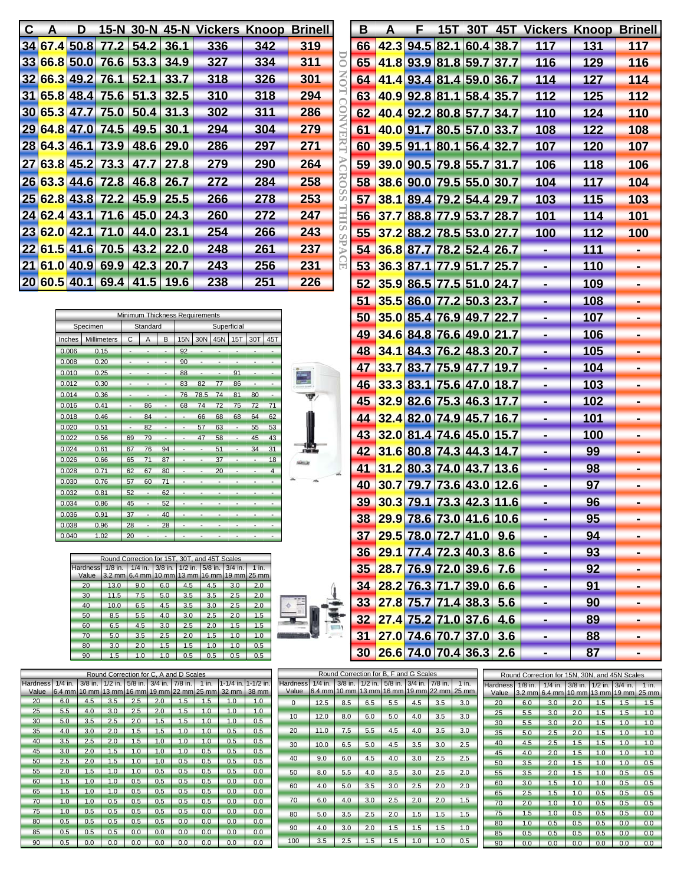| C | A | D | 15-N | 30-N | 45-N | Vickers | Knoop | Brinell |
|---|---|---|---|---|---|---|---|---|
| 34 | 67.4 | 50.8 | 77.2 | 54.2 | 36.1 | 336 | 342 | 319 |
| 33 | 66.8 | 50.0 | 76.6 | 53.3 | 34.9 | 327 | 334 | 311 |
| 32 | 66.3 | 49.2 | 76.1 | 52.1 | 33.7 | 318 | 326 | 301 |
| 31 | 65.8 | 48.4 | 75.6 | 51.3 | 32.5 | 310 | 318 | 294 |
| 30 | 65.3 | 47.7 | 75.0 | 50.4 | 31.3 | 302 | 311 | 286 |
| 29 | 64.8 | 47.0 | 74.5 | 49.5 | 30.1 | 294 | 304 | 279 |
| 28 | 64.3 | 46.1 | 73.9 | 48.6 | 29.0 | 286 | 297 | 271 |
| 27 | 63.8 | 45.2 | 73.3 | 47.7 | 27.8 | 279 | 290 | 264 |
| 26 | 63.3 | 44.6 | 72.8 | 46.8 | 26.7 | 272 | 284 | 258 |
| 25 | 62.8 | 43.8 | 72.2 | 45.9 | 25.5 | 266 | 278 | 253 |
| 24 | 62.4 | 43.1 | 71.6 | 45.0 | 24.3 | 260 | 272 | 247 |
| 23 | 62.0 | 42.1 | 71.0 | 44.0 | 23.1 | 254 | 266 | 243 |
| 22 | 61.5 | 41.6 | 70.5 | 43.2 | 22.0 | 248 | 261 | 237 |
| 21 | 61.0 | 40.9 | 69.9 | 42.3 | 20.7 | 243 | 256 | 231 |
| 20 | 60.5 | 40.1 | 69.4 | 41.5 | 19.6 | 238 | 251 | 226 |

DO NOT CONVERT ACROSS THIS SPACE

| B | A | F | 15T | 30T | 45T | Vickers | Knoop | Brinell |
|---|---|---|---|---|---|---|---|---|
| 66 | 42.3 | 94.5 | 82.1 | 60.4 | 38.7 | 117 | 131 | 117 |
| 65 | 41.8 | 93.9 | 81.8 | 59.7 | 37.7 | 116 | 129 | 116 |
| 64 | 41.4 | 93.4 | 81.4 | 59.0 | 36.7 | 114 | 127 | 114 |
| 63 | 40.9 | 92.8 | 81.1 | 58.4 | 35.7 | 112 | 125 | 112 |
| 62 | 40.4 | 92.2 | 80.8 | 57.7 | 34.7 | 110 | 124 | 110 |
| 61 | 40.0 | 91.7 | 80.5 | 57.0 | 33.7 | 108 | 122 | 108 |
| 60 | 39.5 | 91.1 | 80.1 | 56.4 | 32.7 | 107 | 120 | 107 |
| 59 | 39.0 | 90.5 | 79.8 | 55.7 | 31.7 | 106 | 118 | 106 |
| 58 | 38.6 | 90.0 | 79.5 | 55.0 | 30.7 | 104 | 117 | 104 |
| 57 | 38.1 | 89.4 | 79.2 | 54.4 | 29.7 | 103 | 115 | 103 |
| 56 | 37.7 | 88.8 | 77.9 | 53.7 | 28.7 | 101 | 114 | 101 |
| 55 | 37.2 | 88.2 | 78.5 | 53.0 | 27.7 | 100 | 112 | 100 |
| 54 | 36.8 | 87.7 | 78.2 | 52.4 | 26.7 | - | 111 | - |
| 53 | 36.3 | 87.1 | 77.9 | 51.7 | 25.7 | - | 110 | - |
| 52 | 35.9 | 86.5 | 77.5 | 51.0 | 24.7 | - | 109 | - |
| 51 | 35.5 | 86.0 | 77.2 | 50.3 | 23.7 | - | 108 | - |
| 50 | 35.0 | 85.4 | 76.9 | 49.7 | 22.7 | - | 107 | - |
| 49 | 34.6 | 84.8 | 76.6 | 49.0 | 21.7 | - | 106 | - |
| 48 | 34.1 | 84.3 | 76.2 | 48.3 | 20.7 | - | 105 | - |
| 47 | 33.7 | 83.7 | 75.9 | 47.7 | 19.7 | - | 104 | - |
| 46 | 33.3 | 83.1 | 75.6 | 47.0 | 18.7 | - | 103 | - |
| 45 | 32.9 | 82.6 | 75.3 | 46.3 | 17.7 | - | 102 | - |
| 44 | 32.4 | 82.0 | 74.9 | 45.7 | 16.7 | - | 101 | - |
| 43 | 32.0 | 81.4 | 74.6 | 45.0 | 15.7 | - | 100 | - |
| 42 | 31.6 | 80.8 | 74.3 | 44.3 | 14.7 | - | 99 | - |
| 41 | 31.2 | 80.3 | 74.0 | 43.7 | 13.6 | - | 98 | - |
| 40 | 30.7 | 79.7 | 73.6 | 43.0 | 12.6 | - | 97 | - |
| 39 | 30.3 | 79.1 | 73.3 | 42.3 | 11.6 | - | 96 | - |
| 38 | 29.9 | 78.6 | 73.0 | 41.6 | 10.6 | - | 95 | - |
| 37 | 29.5 | 78.0 | 72.7 | 41.0 | 9.6 | - | 94 | - |
| 36 | 29.1 | 77.4 | 72.3 | 40.3 | 8.6 | - | 93 | - |
| 35 | 28.7 | 76.9 | 72.0 | 39.6 | 7.6 | - | 92 | - |
| 34 | 28.2 | 76.3 | 71.7 | 39.0 | 6.6 | - | 91 | - |
| 33 | 27.8 | 75.7 | 71.4 | 38.3 | 5.6 | - | 90 | - |
| 32 | 27.4 | 75.2 | 71.0 | 37.6 | 4.6 | - | 89 | - |
| 31 | 27.0 | 74.6 | 70.7 | 37.0 | 3.6 | - | 88 | - |
| 30 | 26.6 | 74.0 | 70.4 | 36.3 | 2.6 | - | 87 | - |

Minimum Thickness Requirements

| Specimen | | Standard | | | Superficial | | | | | |
|---|---|---|---|---|---|---|---|---|---|---|
| Inches | Millimeters | C | A | B | 15N | 30N | 45N | 15T | 30T | 45T |
| 0.006 | 0.15 | - | - | - | 92 | - | - | - | - | - |
| 0.008 | 0.20 | - | - | - | 90 | - | - | - | - | - |
| 0.010 | 0.25 | - | - | - | 88 | - | - | 91 | - | - |
| 0.012 | 0.30 | - | - | - | 83 | 82 | 77 | 86 | - | - |
| 0.014 | 0.36 | - | - | - | 76 | 78.5 | 74 | 81 | 80 | - |
| 0.016 | 0.41 | - | 86 | - | 68 | 74 | 72 | 75 | 72 | 71 |
| 0.018 | 0.46 | - | 84 | - | - | 66 | 68 | 68 | 64 | 62 |
| 0.020 | 0.51 | - | 82 | - | - | 57 | 63 | - | 55 | 53 |
| 0.022 | 0.56 | 69 | 79 | - | - | 47 | 58 | - | 45 | 43 |
| 0.024 | 0.61 | 67 | 76 | 94 | - | - | 51 | - | 34 | 31 |
| 0.026 | 0.66 | 65 | 71 | 87 | - | - | 37 | - | - | 18 |
| 0.028 | 0.71 | 62 | 67 | 80 | - | - | 20 | - | - | 4 |
| 0.030 | 0.76 | 57 | 60 | 71 | - | - | - | - | - | - |
| 0.032 | 0.81 | 52 | - | 62 | - | - | - | - | - | - |
| 0.034 | 0.86 | 45 | - | 52 | - | - | - | - | - | - |
| 0.036 | 0.91 | 37 | - | 40 | - | - | - | - | - | - |
| 0.038 | 0.96 | 28 | - | 28 | - | - | - | - | - | - |
| 0.040 | 1.02 | 20 | - | - | - | - | - | - | - | - |

Round Correction for 15T, 30T, and 45T Scales

| Hardness Value | 1/8 in. 3.2 mm | 1/4 in. 6.4 mm | 3/8 in. 10 mm | 1/2 in. 13 mm | 5/8 in. 16 mm | 3/4 in. 19 mm | 1 in. 25 mm |
|---|---|---|---|---|---|---|---|
| 20 | 13.0 | 9.0 | 6.0 | 4.5 | 4.5 | 3.0 | 2.0 |
| 30 | 11.5 | 7.5 | 5.0 | 3.5 | 3.5 | 2.5 | 2.0 |
| 40 | 10.0 | 6.5 | 4.5 | 3.5 | 3.0 | 2.5 | 2.0 |
| 50 | 8.5 | 5.5 | 4.0 | 3.0 | 2.5 | 2.0 | 1.5 |
| 60 | 6.5 | 4.5 | 3.0 | 2.5 | 2.0 | 1.5 | 1.5 |
| 70 | 5.0 | 3.5 | 2.5 | 2.0 | 1.5 | 1.0 | 1.0 |
| 80 | 3.0 | 2.0 | 1.5 | 1.5 | 1.0 | 1.0 | 0.5 |
| 90 | 1.5 | 1.0 | 1.0 | 0.5 | 0.5 | 0.5 | 0.5 |

Round Correction for C, A and D Scales

| Hardness Value | 1/4 in. 6.4 mm | 3/8 in. 10 mm | 1/2 in. 13 mm | 5/8 in. 16 mm | 3/4 in. 19 mm | 7/8 in. 22 mm | 1 in. 25 mm | 1-1/4 in. 32 mm | 1-1/2 in. 38 mm |
|---|---|---|---|---|---|---|---|---|---|
| 20 | 6.0 | 4.5 | 3.5 | 2.5 | 2.0 | 1.5 | 1.5 | 1.0 | 1.0 |
| 25 | 5.5 | 4.0 | 3.0 | 2.5 | 2.0 | 1.5 | 1.0 | 1.0 | 1.0 |
| 30 | 5.0 | 3.5 | 2.5 | 2.0 | 1.5 | 1.5 | 1.0 | 1.0 | 0.5 |
| 35 | 4.0 | 3.0 | 2.0 | 1.5 | 1.5 | 1.0 | 1.0 | 0.5 | 0.5 |
| 40 | 3.5 | 2.5 | 2.0 | 1.5 | 1.0 | 1.0 | 1.0 | 0.5 | 0.5 |
| 45 | 3.0 | 2.0 | 1.5 | 1.0 | 1.0 | 1.0 | 0.5 | 0.5 | 0.5 |
| 50 | 2.5 | 2.0 | 1.5 | 1.0 | 1.0 | 0.5 | 0.5 | 0.5 | 0.5 |
| 55 | 2.0 | 1.5 | 1.0 | 1.0 | 0.5 | 0.5 | 0.5 | 0.5 | 0.0 |
| 60 | 1.5 | 1.0 | 1.0 | 0.5 | 0.5 | 0.5 | 0.5 | 0.0 | 0.0 |
| 65 | 1.5 | 1.0 | 1.0 | 0.5 | 0.5 | 0.5 | 0.5 | 0.0 | 0.0 |
| 70 | 1.0 | 1.0 | 0.5 | 0.5 | 0.5 | 0.5 | 0.5 | 0.0 | 0.0 |
| 75 | 1.0 | 0.5 | 0.5 | 0.5 | 0.5 | 0.5 | 0.0 | 0.0 | 0.0 |
| 80 | 0.5 | 0.5 | 0.5 | 0.5 | 0.5 | 0.0 | 0.0 | 0.0 | 0.0 |
| 85 | 0.5 | 0.5 | 0.5 | 0.0 | 0.0 | 0.0 | 0.0 | 0.0 | 0.0 |
| 90 | 0.5 | 0.0 | 0.0 | 0.0 | 0.0 | 0.0 | 0.0 | 0.0 | 0.0 |

Round Correction for B, F and G Scales

| Hardness Value | 1/4 in. 6.4 mm | 3/8 in. 10 mm | 1/2 in. 13 mm | 5/8 in. 16 mm | 3/4 in. 19 mm | 7/8 in. 22 mm | 1 in. 25 mm |
|---|---|---|---|---|---|---|---|
| 0 | 12.5 | 8.5 | 6.5 | 5.5 | 4.5 | 3.5 | 3.0 |
| 10 | 12.0 | 8.0 | 6.0 | 5.0 | 4.0 | 3.5 | 3.0 |
| 20 | 11.0 | 7.5 | 5.5 | 4.5 | 4.0 | 3.5 | 3.0 |
| 30 | 10.0 | 6.5 | 5.0 | 4.5 | 3.5 | 3.0 | 2.5 |
| 40 | 9.0 | 6.0 | 4.5 | 4.0 | 3.0 | 2.5 | 2.5 |
| 50 | 8.0 | 5.5 | 4.0 | 3.5 | 3.0 | 2.5 | 2.0 |
| 60 | 4.0 | 5.0 | 3.5 | 3.0 | 2.5 | 2.0 | 2.0 |
| 70 | 6.0 | 4.0 | 3.0 | 2.5 | 2.0 | 2.0 | 1.5 |
| 80 | 5.0 | 3.5 | 2.5 | 2.0 | 1.5 | 1.5 | 1.5 |
| 90 | 4.0 | 3.0 | 2.0 | 1.5 | 1.5 | 1.5 | 1.0 |
| 100 | 3.5 | 2.5 | 1.5 | 1.5 | 1.0 | 1.0 | 0.5 |

Round Correction for 15N, 30N, and 45N Scales

| Hardness Value | 1/8 in. 3.2 mm | 1/4 in. 6.4 mm | 3/8 in. 10 mm | 1/2 in. 13 mm | 3/4 in. 19 mm | 1 in. 25 mm |
|---|---|---|---|---|---|---|
| 20 | 6.0 | 3.0 | 2.0 | 1.5 | 1.5 | 1.5 |
| 25 | 5.5 | 3.0 | 2.0 | 1.5 | 1.5 | 1.0 |
| 30 | 5.5 | 3.0 | 2.0 | 1.5 | 1.0 | 1.0 |
| 35 | 5.0 | 2.5 | 2.0 | 1.5 | 1.0 | 1.0 |
| 40 | 4.5 | 2.5 | 1.5 | 1.5 | 1.0 | 1.0 |
| 45 | 4.0 | 2.0 | 1.5 | 1.0 | 1.0 | 1.0 |
| 50 | 3.5 | 2.0 | 1.5 | 1.0 | 1.0 | 0.5 |
| 55 | 3.5 | 2.0 | 1.5 | 1.0 | 0.5 | 0.5 |
| 60 | 3.0 | 1.5 | 1.0 | 1.0 | 0.5 | 0.5 |
| 65 | 2.5 | 1.5 | 1.0 | 0.5 | 0.5 | 0.5 |
| 70 | 2.0 | 1.0 | 1.0 | 0.5 | 0.5 | 0.5 |
| 75 | 1.5 | 1.0 | 0.5 | 0.5 | 0.5 | 0.0 |
| 80 | 1.0 | 0.5 | 0.5 | 0.5 | 0.0 | 0.0 |
| 85 | 0.5 | 0.5 | 0.5 | 0.5 | 0.0 | 0.0 |
| 90 | 0.0 | 0.0 | 0.0 | 0.0 | 0.0 | 0.0 |